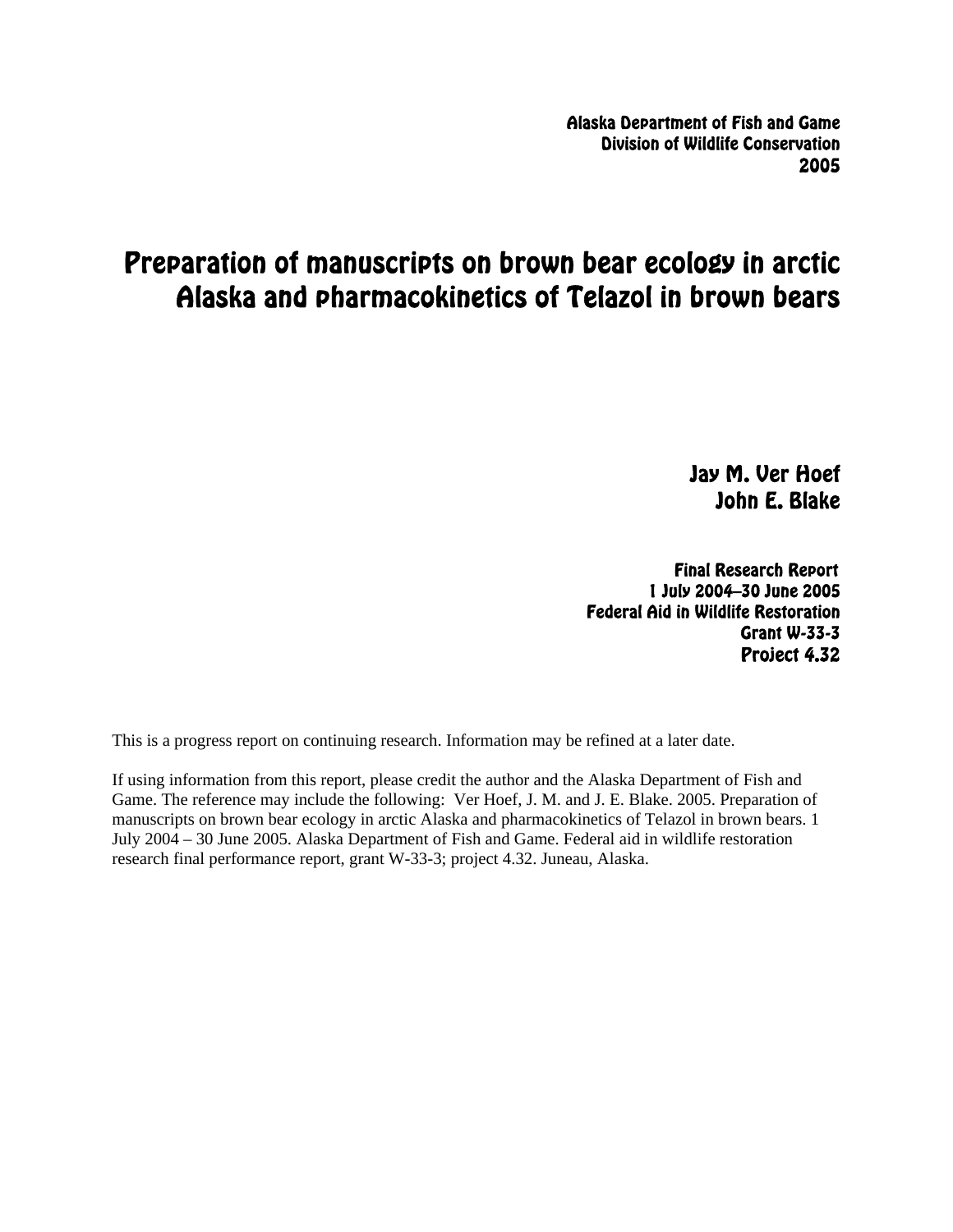Alaska Department of Fish and Game
Division of Wildlife Conservation
2005

# Preparation of manuscripts on brown bear ecology in arctic Alaska and pharmacokinetics of Telazol in brown bears

Jay M. Ver Hoef
John E. Blake

Final Research Report
1 July 2004–30 June 2005
Federal Aid in Wildlife Restoration
Grant W-33-3
Project 4.32

This is a progress report on continuing research. Information may be refined at a later date.

If using information from this report, please credit the author and the Alaska Department of Fish and Game. The reference may include the following: Ver Hoef, J. M. and J. E. Blake. 2005. Preparation of manuscripts on brown bear ecology in arctic Alaska and pharmacokinetics of Telazol in brown bears. 1 July 2004 – 30 June 2005. Alaska Department of Fish and Game. Federal aid in wildlife restoration research final performance report, grant W-33-3; project 4.32. Juneau, Alaska.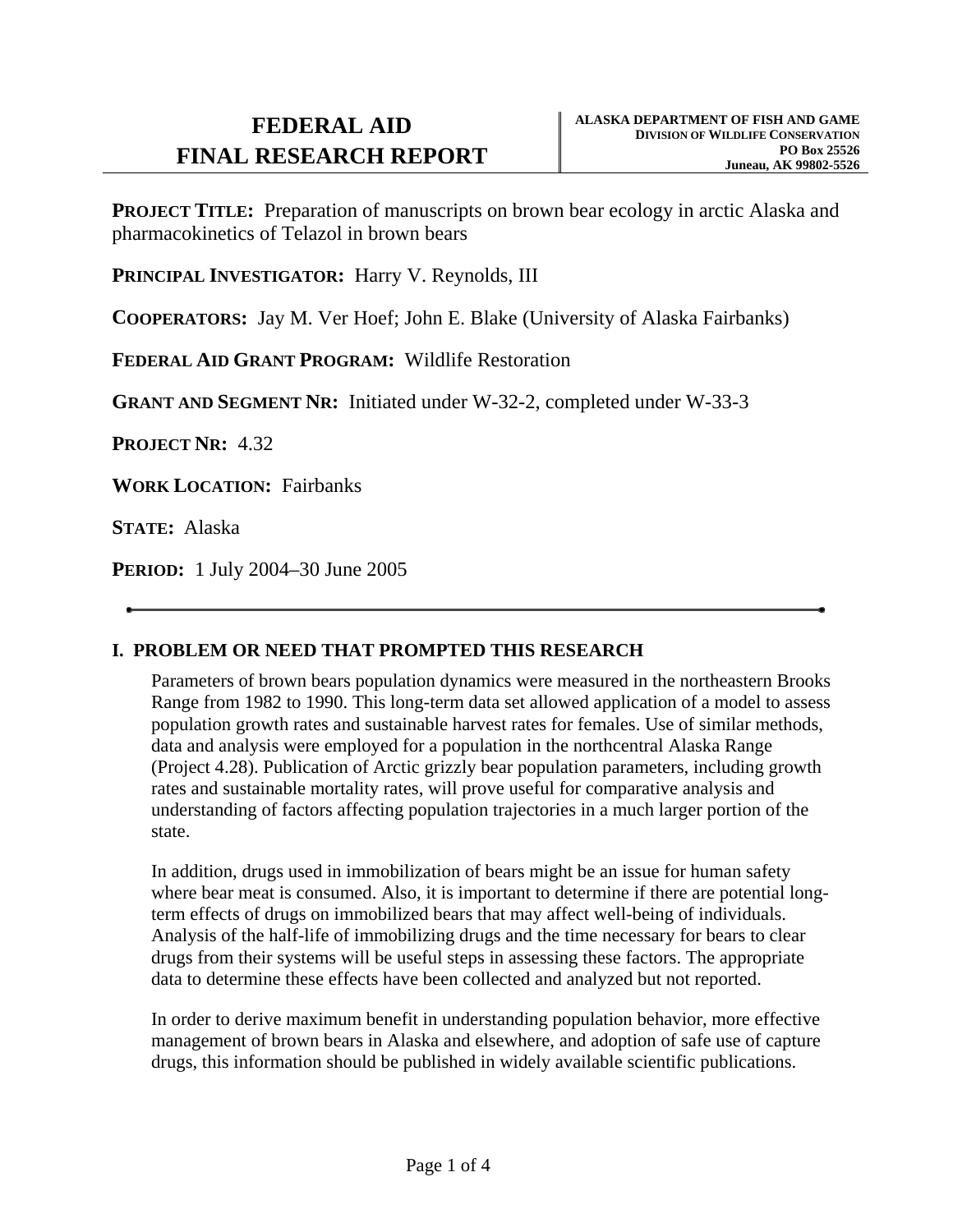# FEDERAL AID FINAL RESEARCH REPORT

**ALASKA DEPARTMENT OF FISH AND GAME**
**DIVISION OF WILDLIFE CONSERVATION**
**PO Box 25526**
**Juneau, AK 99802-5526**

**PROJECT TITLE:** Preparation of manuscripts on brown bear ecology in arctic Alaska and pharmacokinetics of Telazol in brown bears

**PRINCIPAL INVESTIGATOR:** Harry V. Reynolds, III

**COOPERATORS:** Jay M. Ver Hoef; John E. Blake (University of Alaska Fairbanks)

**FEDERAL AID GRANT PROGRAM:** Wildlife Restoration

**GRANT AND SEGMENT NR:** Initiated under W-32-2, completed under W-33-3

**PROJECT NR:** 4.32

**WORK LOCATION:** Fairbanks

**STATE:** Alaska

**PERIOD:** 1 July 2004–30 June 2005

---

## I. PROBLEM OR NEED THAT PROMPTED THIS RESEARCH

Parameters of brown bears population dynamics were measured in the northeastern Brooks Range from 1982 to 1990. This long-term data set allowed application of a model to assess population growth rates and sustainable harvest rates for females. Use of similar methods, data and analysis were employed for a population in the northcentral Alaska Range (Project 4.28). Publication of Arctic grizzly bear population parameters, including growth rates and sustainable mortality rates, will prove useful for comparative analysis and understanding of factors affecting population trajectories in a much larger portion of the state.

In addition, drugs used in immobilization of bears might be an issue for human safety where bear meat is consumed. Also, it is important to determine if there are potential long-term effects of drugs on immobilized bears that may affect well-being of individuals. Analysis of the half-life of immobilizing drugs and the time necessary for bears to clear drugs from their systems will be useful steps in assessing these factors. The appropriate data to determine these effects have been collected and analyzed but not reported.

In order to derive maximum benefit in understanding population behavior, more effective management of brown bears in Alaska and elsewhere, and adoption of safe use of capture drugs, this information should be published in widely available scientific publications.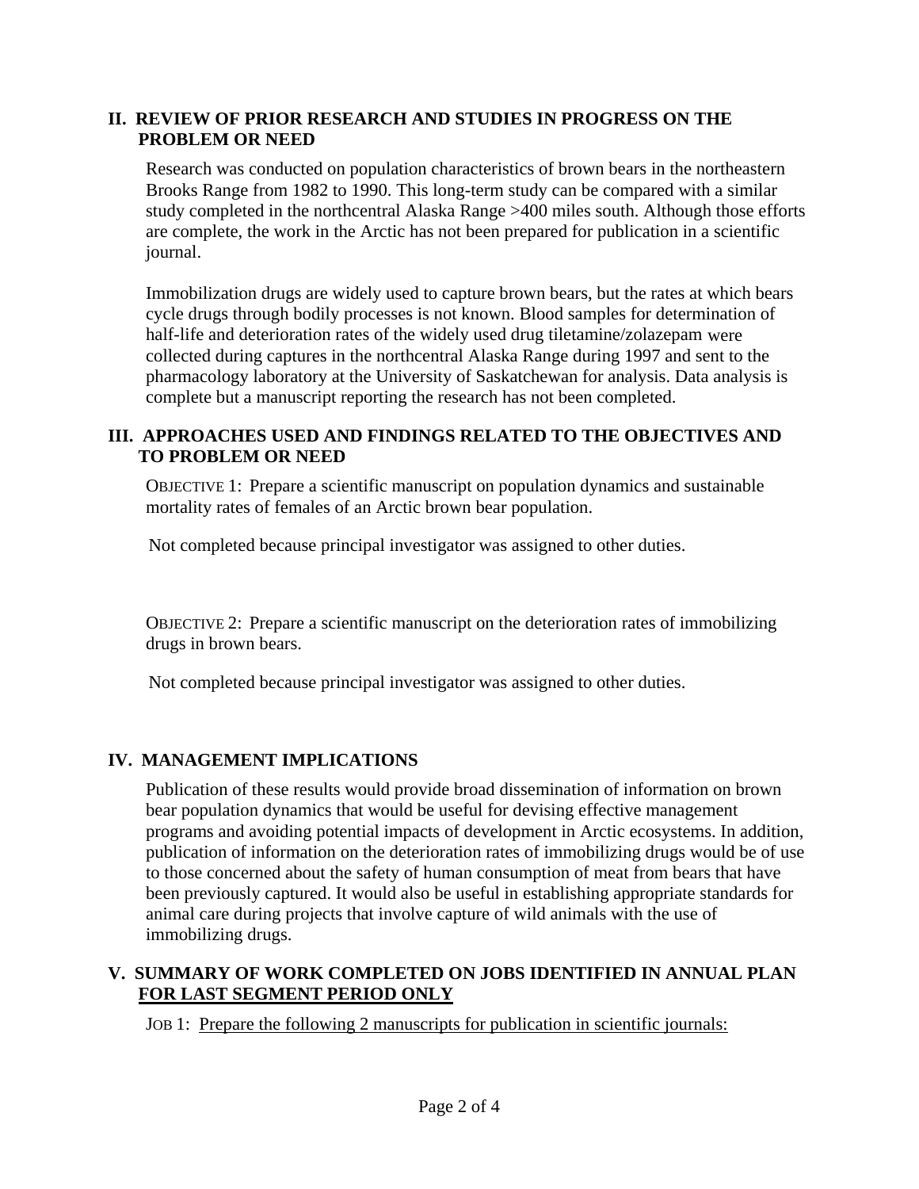## II. REVIEW OF PRIOR RESEARCH AND STUDIES IN PROGRESS ON THE PROBLEM OR NEED

Research was conducted on population characteristics of brown bears in the northeastern Brooks Range from 1982 to 1990. This long-term study can be compared with a similar study completed in the northcentral Alaska Range >400 miles south. Although those efforts are complete, the work in the Arctic has not been prepared for publication in a scientific journal.

Immobilization drugs are widely used to capture brown bears, but the rates at which bears cycle drugs through bodily processes is not known. Blood samples for determination of half-life and deterioration rates of the widely used drug tiletamine/zolazepam were collected during captures in the northcentral Alaska Range during 1997 and sent to the pharmacology laboratory at the University of Saskatchewan for analysis. Data analysis is complete but a manuscript reporting the research has not been completed.

## III. APPROACHES USED AND FINDINGS RELATED TO THE OBJECTIVES AND TO PROBLEM OR NEED

OBJECTIVE 1: Prepare a scientific manuscript on population dynamics and sustainable mortality rates of females of an Arctic brown bear population.

Not completed because principal investigator was assigned to other duties.

OBJECTIVE 2: Prepare a scientific manuscript on the deterioration rates of immobilizing drugs in brown bears.

Not completed because principal investigator was assigned to other duties.

## IV. MANAGEMENT IMPLICATIONS

Publication of these results would provide broad dissemination of information on brown bear population dynamics that would be useful for devising effective management programs and avoiding potential impacts of development in Arctic ecosystems. In addition, publication of information on the deterioration rates of immobilizing drugs would be of use to those concerned about the safety of human consumption of meat from bears that have been previously captured. It would also be useful in establishing appropriate standards for animal care during projects that involve capture of wild animals with the use of immobilizing drugs.

## V. SUMMARY OF WORK COMPLETED ON JOBS IDENTIFIED IN ANNUAL PLAN FOR LAST SEGMENT PERIOD ONLY

JOB 1: Prepare the following 2 manuscripts for publication in scientific journals: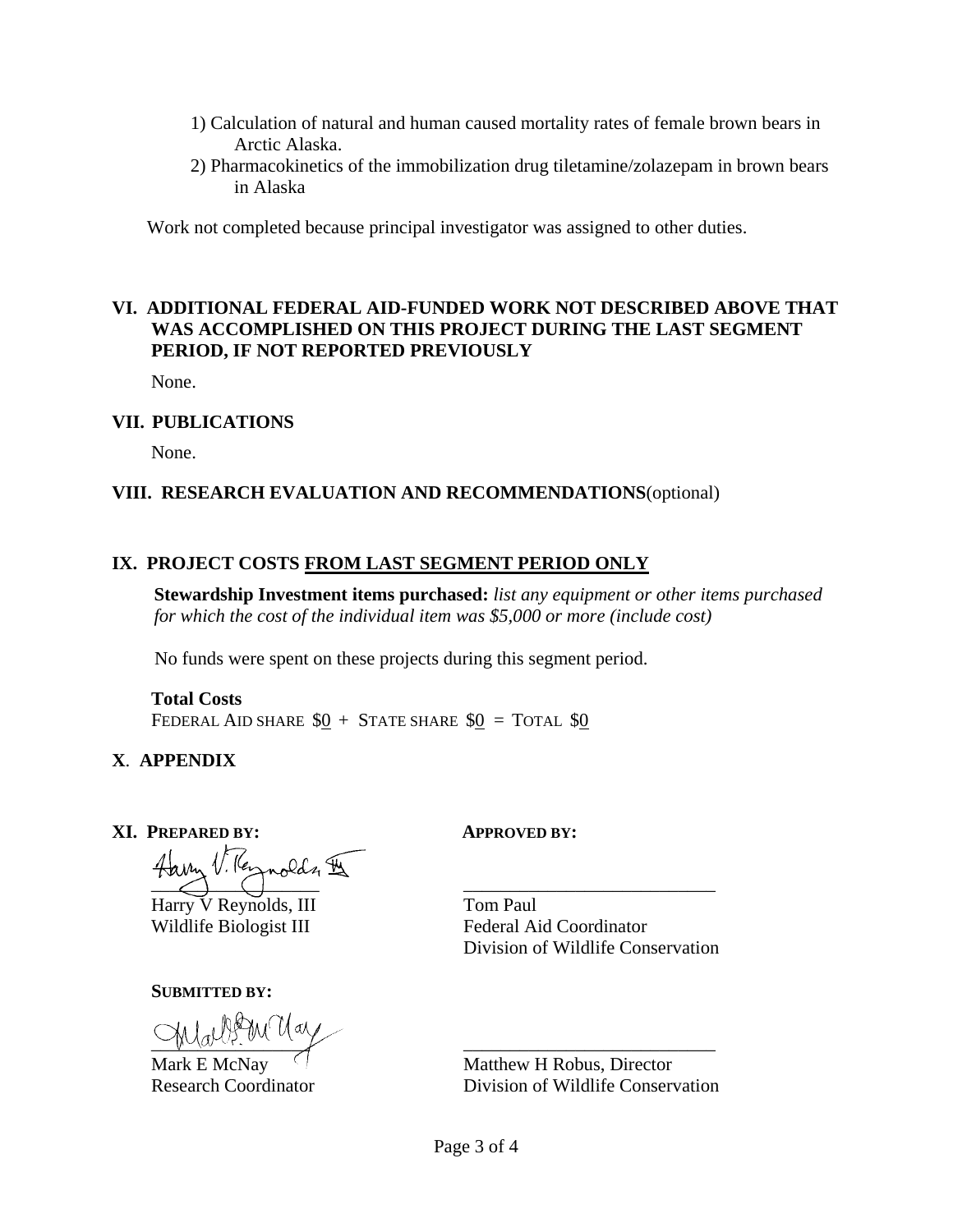1) Calculation of natural and human caused mortality rates of female brown bears in Arctic Alaska.
2) Pharmacokinetics of the immobilization drug tiletamine/zolazepam in brown bears in Alaska

Work not completed because principal investigator was assigned to other duties.

## VI. ADDITIONAL FEDERAL AID-FUNDED WORK NOT DESCRIBED ABOVE THAT WAS ACCOMPLISHED ON THIS PROJECT DURING THE LAST SEGMENT PERIOD, IF NOT REPORTED PREVIOUSLY

None.

## VII. PUBLICATIONS

None.

## VIII. RESEARCH EVALUATION AND RECOMMENDATIONS(optional)

## IX. PROJECT COSTS FROM LAST SEGMENT PERIOD ONLY

**Stewardship Investment items purchased:** *list any equipment or other items purchased for which the cost of the individual item was $5,000 or more (include cost)*

No funds were spent on these projects during this segment period.

**Total Costs**
FEDERAL AID SHARE \$0 + STATE SHARE \$0 = TOTAL \$0

## X. APPENDIX

## XI. PREPARED BY:

Harry V Reynolds, III
Wildlife Biologist III

**APPROVED BY:**

Tom Paul
Federal Aid Coordinator
Division of Wildlife Conservation

**SUBMITTED BY:**

Mark E McNay
Research Coordinator

Matthew H Robus, Director
Division of Wildlife Conservation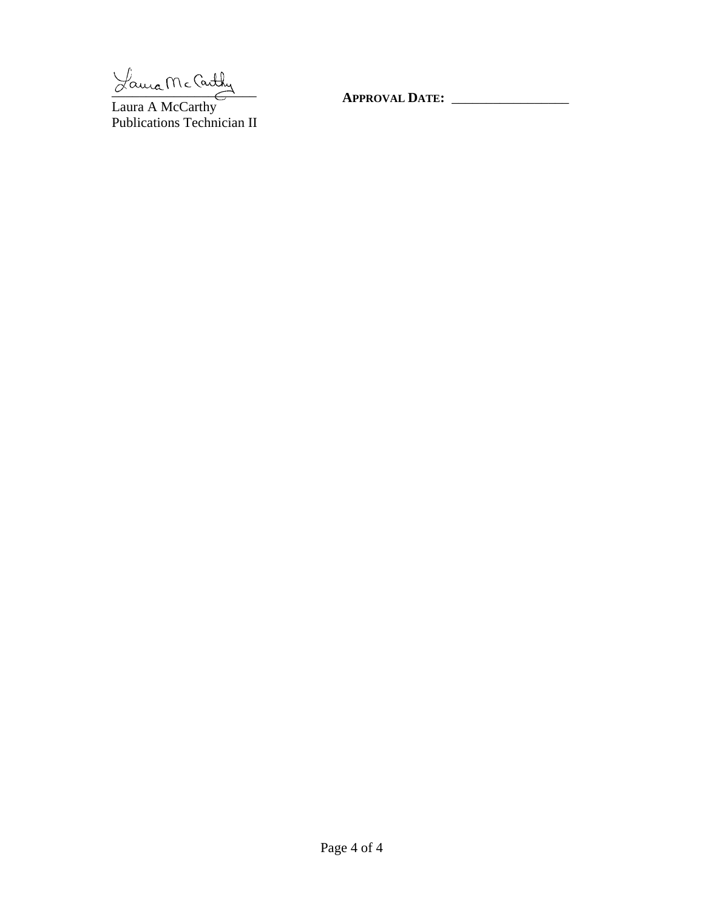Laura A McCarthy
Publications Technician II

**APPROVAL DATE:** \_\_\_\_\_\_\_\_\_\_\_\_\_\_\_\_\_\_